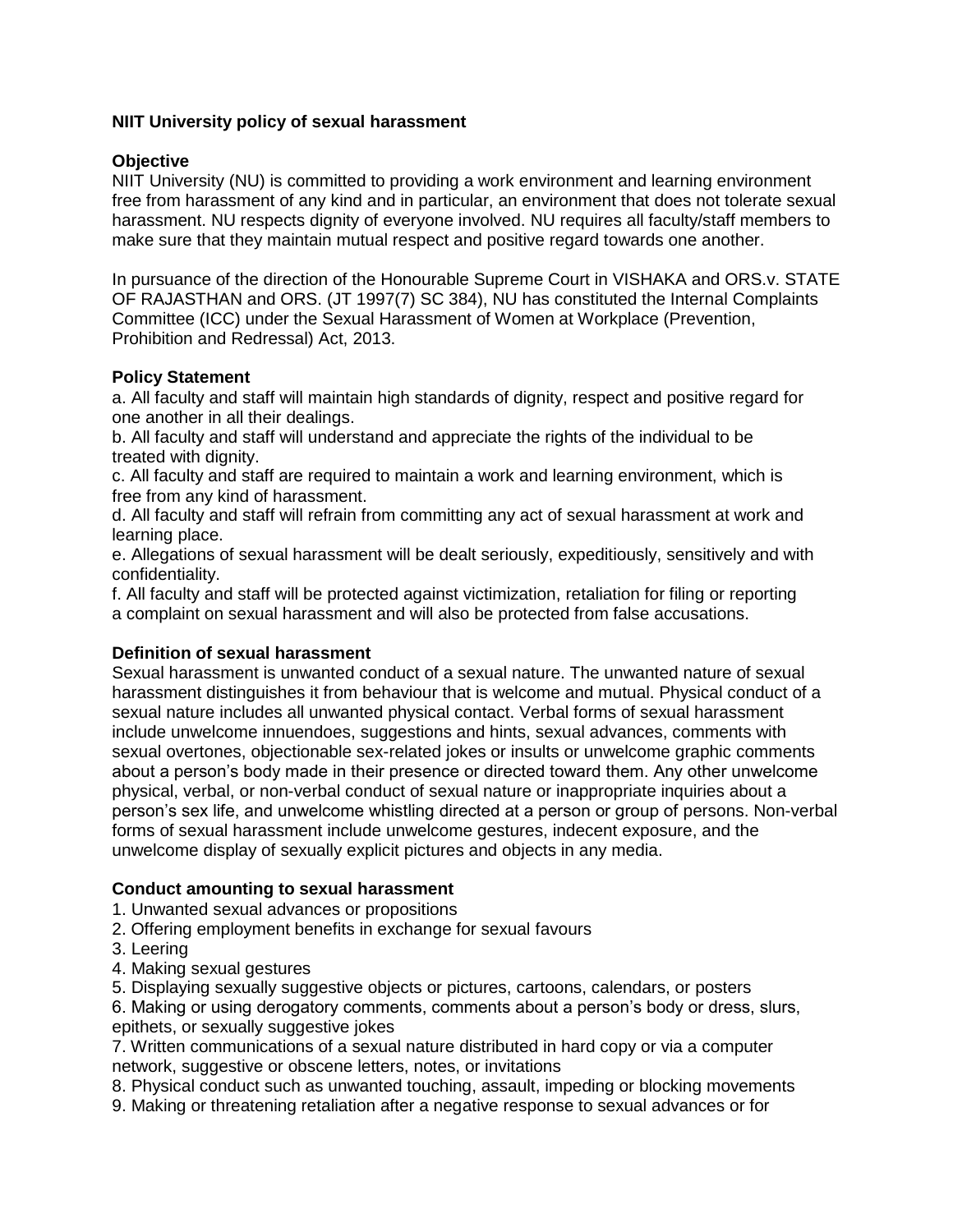**NIIT University policy of sexual harassment**

**Objective**

NIIT University (NU) is committed to providing a work environment and learning environment free from harassment of any kind and in particular, an environment that does not tolerate sexual harassment. NU respects dignity of everyone involved. NU requires all faculty/staff members to make sure that they maintain mutual respect and positive regard towards one another.

In pursuance of the direction of the Honourable Supreme Court in VISHAKA and ORS.v. STATE OF RAJASTHAN and ORS. (JT 1997(7) SC 384), NU has constituted the Internal Complaints Committee (ICC) under the Sexual Harassment of Women at Workplace (Prevention, Prohibition and Redressal) Act, 2013.

**Policy Statement**

a. All faculty and staff will maintain high standards of dignity, respect and positive regard for one another in all their dealings.
b. All faculty and staff will understand and appreciate the rights of the individual to be treated with dignity.
c. All faculty and staff are required to maintain a work and learning environment, which is free from any kind of harassment.
d. All faculty and staff will refrain from committing any act of sexual harassment at work and learning place.
e. Allegations of sexual harassment will be dealt seriously, expeditiously, sensitively and with confidentiality.
f. All faculty and staff will be protected against victimization, retaliation for filing or reporting a complaint on sexual harassment and will also be protected from false accusations.

**Definition of sexual harassment**

Sexual harassment is unwanted conduct of a sexual nature. The unwanted nature of sexual harassment distinguishes it from behaviour that is welcome and mutual. Physical conduct of a sexual nature includes all unwanted physical contact. Verbal forms of sexual harassment include unwelcome innuendoes, suggestions and hints, sexual advances, comments with sexual overtones, objectionable sex-related jokes or insults or unwelcome graphic comments about a person's body made in their presence or directed toward them. Any other unwelcome physical, verbal, or non-verbal conduct of sexual nature or inappropriate inquiries about a person's sex life, and unwelcome whistling directed at a person or group of persons. Non-verbal forms of sexual harassment include unwelcome gestures, indecent exposure, and the unwelcome display of sexually explicit pictures and objects in any media.

**Conduct amounting to sexual harassment**

1. Unwanted sexual advances or propositions
2. Offering employment benefits in exchange for sexual favours
3. Leering
4. Making sexual gestures
5. Displaying sexually suggestive objects or pictures, cartoons, calendars, or posters
6. Making or using derogatory comments, comments about a person's body or dress, slurs, epithets, or sexually suggestive jokes
7. Written communications of a sexual nature distributed in hard copy or via a computer network, suggestive or obscene letters, notes, or invitations
8. Physical conduct such as unwanted touching, assault, impeding or blocking movements
9. Making or threatening retaliation after a negative response to sexual advances or for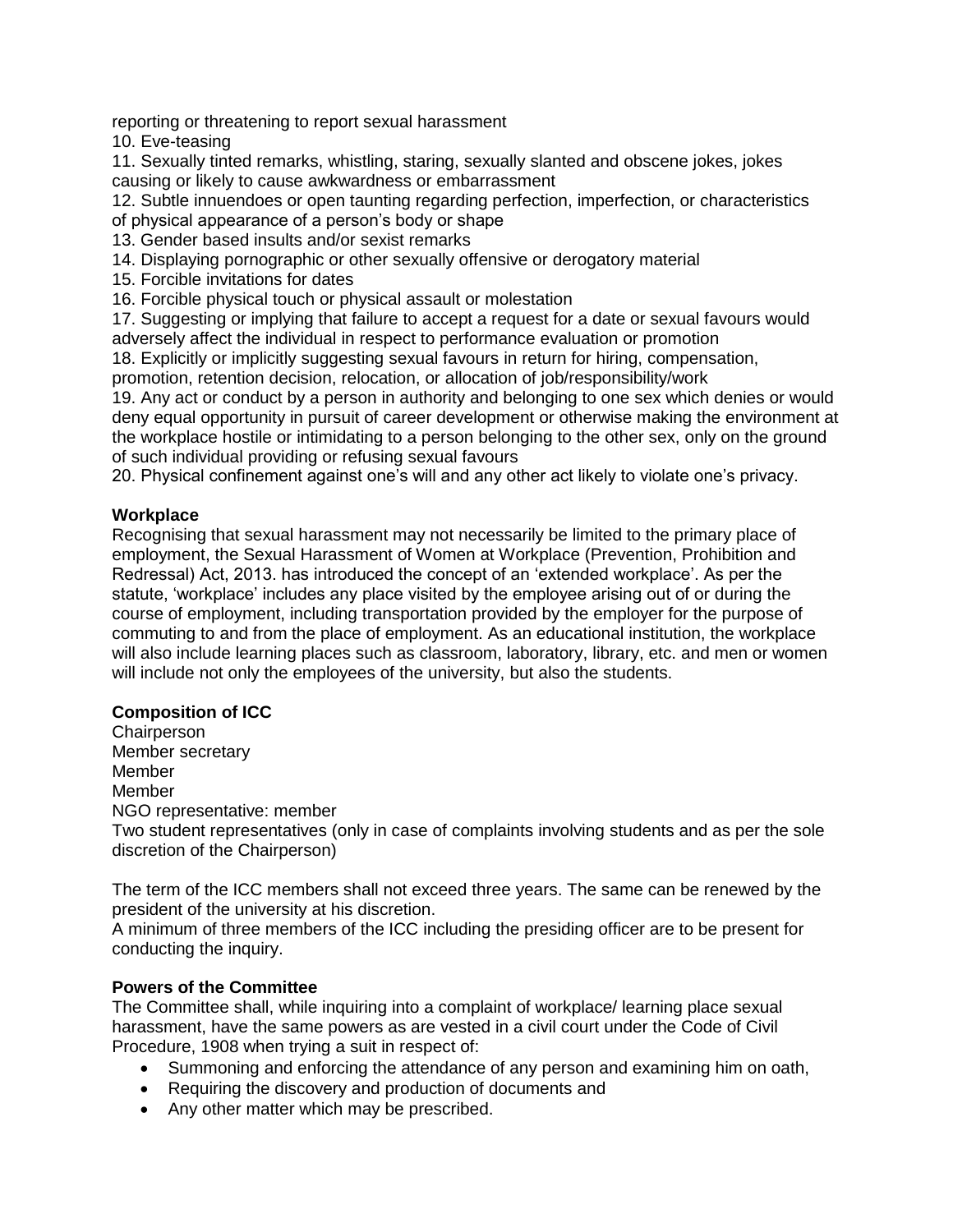reporting or threatening to report sexual harassment

10. Eve-teasing
11. Sexually tinted remarks, whistling, staring, sexually slanted and obscene jokes, jokes causing or likely to cause awkwardness or embarrassment
12. Subtle innuendoes or open taunting regarding perfection, imperfection, or characteristics of physical appearance of a person's body or shape
13. Gender based insults and/or sexist remarks
14. Displaying pornographic or other sexually offensive or derogatory material
15. Forcible invitations for dates
16. Forcible physical touch or physical assault or molestation
17. Suggesting or implying that failure to accept a request for a date or sexual favours would adversely affect the individual in respect to performance evaluation or promotion
18. Explicitly or implicitly suggesting sexual favours in return for hiring, compensation, promotion, retention decision, relocation, or allocation of job/responsibility/work
19. Any act or conduct by a person in authority and belonging to one sex which denies or would deny equal opportunity in pursuit of career development or otherwise making the environment at the workplace hostile or intimidating to a person belonging to the other sex, only on the ground of such individual providing or refusing sexual favours
20. Physical confinement against one's will and any other act likely to violate one's privacy.

**Workplace**

Recognising that sexual harassment may not necessarily be limited to the primary place of employment, the Sexual Harassment of Women at Workplace (Prevention, Prohibition and Redressal) Act, 2013. has introduced the concept of an 'extended workplace'. As per the statute, 'workplace' includes any place visited by the employee arising out of or during the course of employment, including transportation provided by the employer for the purpose of commuting to and from the place of employment. As an educational institution, the workplace will also include learning places such as classroom, laboratory, library, etc. and men or women will include not only the employees of the university, but also the students.

**Composition of ICC**

Chairperson
Member secretary
Member
Member
NGO representative: member
Two student representatives (only in case of complaints involving students and as per the sole discretion of the Chairperson)

The term of the ICC members shall not exceed three years. The same can be renewed by the president of the university at his discretion.
A minimum of three members of the ICC including the presiding officer are to be present for conducting the inquiry.

**Powers of the Committee**

The Committee shall, while inquiring into a complaint of workplace/ learning place sexual harassment, have the same powers as are vested in a civil court under the Code of Civil Procedure, 1908 when trying a suit in respect of:

- Summoning and enforcing the attendance of any person and examining him on oath,
- Requiring the discovery and production of documents and
- Any other matter which may be prescribed.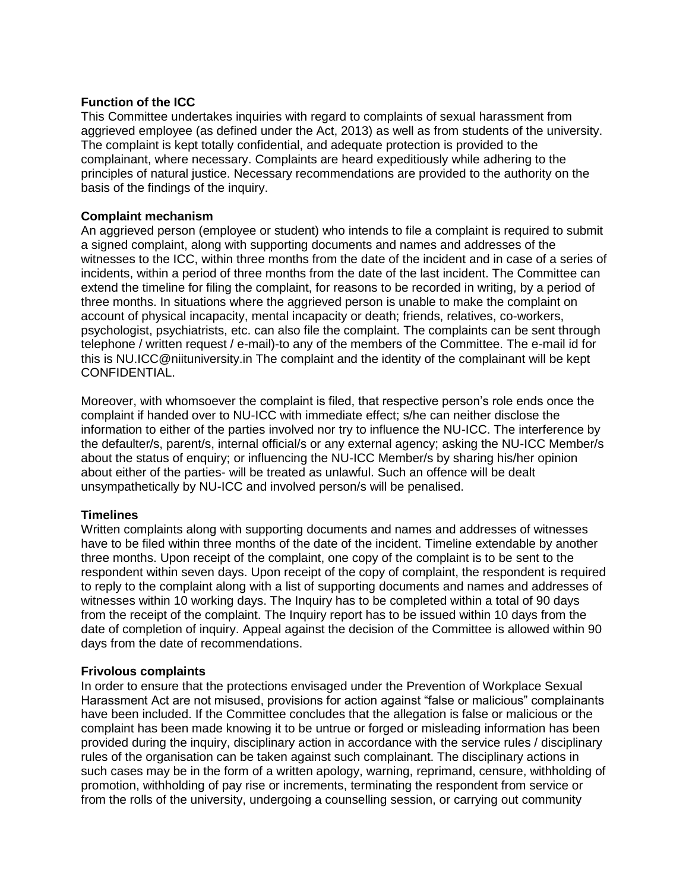**Function of the ICC**

This Committee undertakes inquiries with regard to complaints of sexual harassment from aggrieved employee (as defined under the Act, 2013) as well as from students of the university. The complaint is kept totally confidential, and adequate protection is provided to the complainant, where necessary. Complaints are heard expeditiously while adhering to the principles of natural justice. Necessary recommendations are provided to the authority on the basis of the findings of the inquiry.

**Complaint mechanism**

An aggrieved person (employee or student) who intends to file a complaint is required to submit a signed complaint, along with supporting documents and names and addresses of the witnesses to the ICC, within three months from the date of the incident and in case of a series of incidents, within a period of three months from the date of the last incident. The Committee can extend the timeline for filing the complaint, for reasons to be recorded in writing, by a period of three months. In situations where the aggrieved person is unable to make the complaint on account of physical incapacity, mental incapacity or death; friends, relatives, co-workers, psychologist, psychiatrists, etc. can also file the complaint. The complaints can be sent through telephone / written request / e-mail)-to any of the members of the Committee. The e-mail id for this is NU.ICC@niituniversity.in The complaint and the identity of the complainant will be kept CONFIDENTIAL.

Moreover, with whomsoever the complaint is filed, that respective person's role ends once the complaint if handed over to NU-ICC with immediate effect; s/he can neither disclose the information to either of the parties involved nor try to influence the NU-ICC. The interference by the defaulter/s, parent/s, internal official/s or any external agency; asking the NU-ICC Member/s about the status of enquiry; or influencing the NU-ICC Member/s by sharing his/her opinion about either of the parties- will be treated as unlawful. Such an offence will be dealt unsympathetically by NU-ICC and involved person/s will be penalised.

**Timelines**

Written complaints along with supporting documents and names and addresses of witnesses have to be filed within three months of the date of the incident. Timeline extendable by another three months. Upon receipt of the complaint, one copy of the complaint is to be sent to the respondent within seven days. Upon receipt of the copy of complaint, the respondent is required to reply to the complaint along with a list of supporting documents and names and addresses of witnesses within 10 working days. The Inquiry has to be completed within a total of 90 days from the receipt of the complaint. The Inquiry report has to be issued within 10 days from the date of completion of inquiry. Appeal against the decision of the Committee is allowed within 90 days from the date of recommendations.

**Frivolous complaints**

In order to ensure that the protections envisaged under the Prevention of Workplace Sexual Harassment Act are not misused, provisions for action against "false or malicious" complainants have been included. If the Committee concludes that the allegation is false or malicious or the complaint has been made knowing it to be untrue or forged or misleading information has been provided during the inquiry, disciplinary action in accordance with the service rules / disciplinary rules of the organisation can be taken against such complainant. The disciplinary actions in such cases may be in the form of a written apology, warning, reprimand, censure, withholding of promotion, withholding of pay rise or increments, terminating the respondent from service or from the rolls of the university, undergoing a counselling session, or carrying out community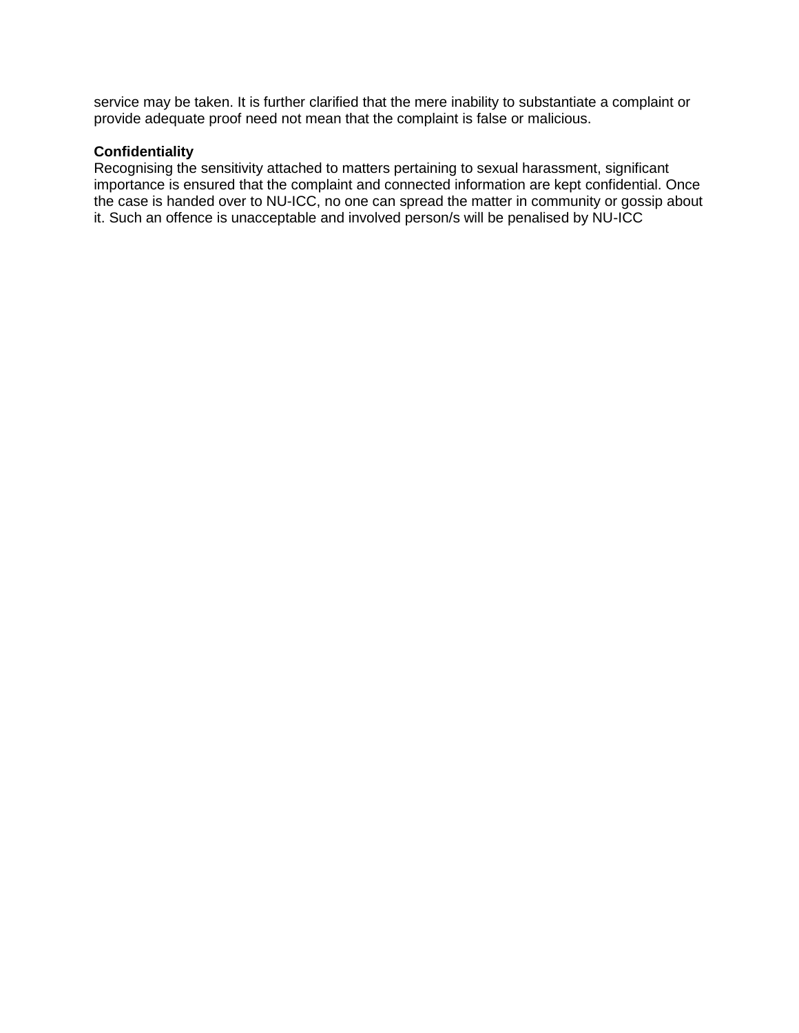service may be taken. It is further clarified that the mere inability to substantiate a complaint or provide adequate proof need not mean that the complaint is false or malicious.

**Confidentiality**

Recognising the sensitivity attached to matters pertaining to sexual harassment, significant importance is ensured that the complaint and connected information are kept confidential. Once the case is handed over to NU-ICC, no one can spread the matter in community or gossip about it. Such an offence is unacceptable and involved person/s will be penalised by NU-ICC